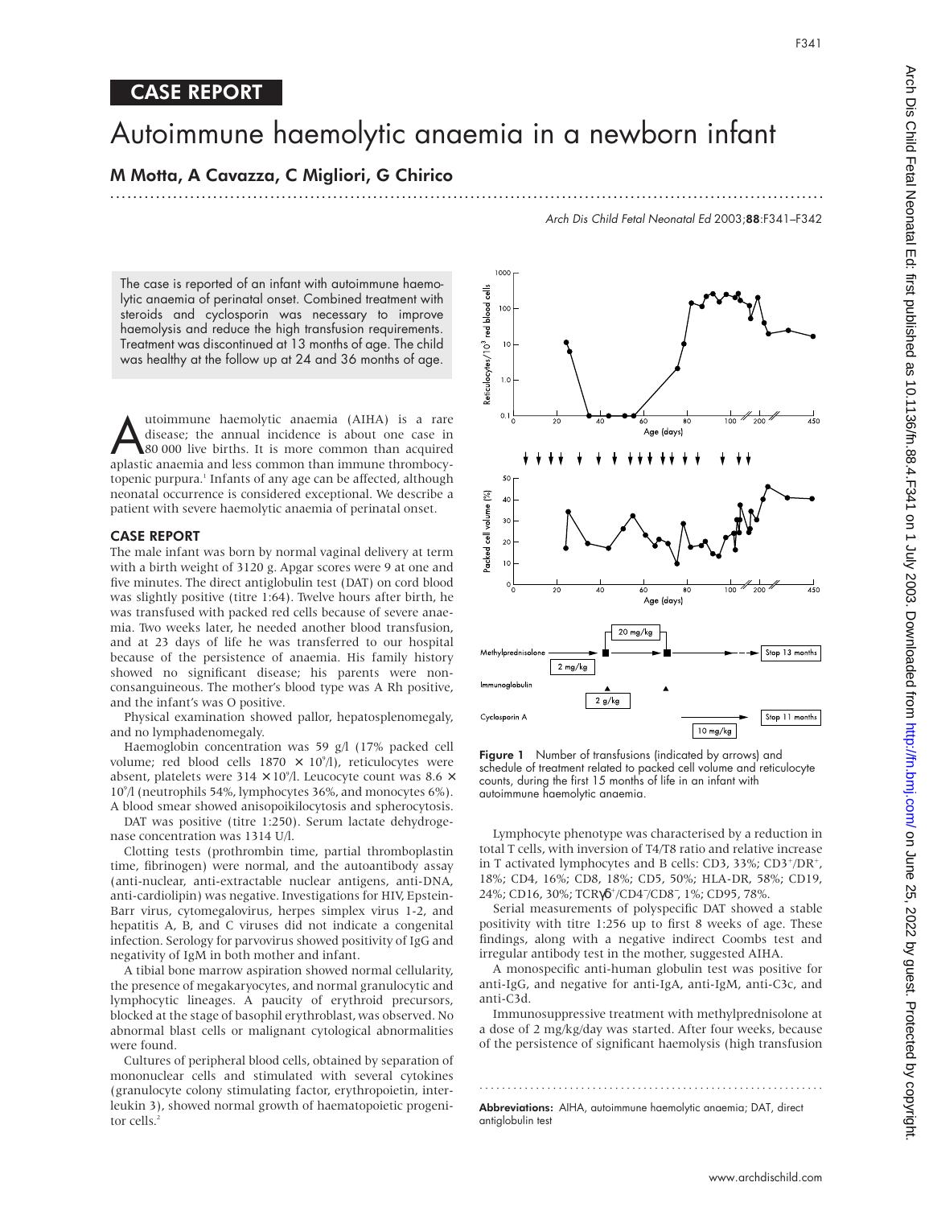## CASE REPORT

# Autoimmune haemolytic anaemia in a newborn infant

**M Motta, A Cavazza, C Migliori, G Chirico**

*Arch Dis Child Fetal Neonatal Ed* 2003;**88**:F341–F342

The case is reported of an infant with autoimmune haemolytic anaemia of perinatal onset. Combined treatment with steroids and cyclosporin was necessary to improve haemolysis and reduce the high transfusion requirements. Treatment was discontinued at 13 months of age. The child was healthy at the follow up at 24 and 36 months of age.

Autoimmune haemolytic anaemia (AIHA) is a rare disease; the annual incidence is about one case in 80 000 live births. It is more common than acquired aplastic anaemia and less common than immune thrombocytopenic purpura.[1] Infants of any age can be affected, although neonatal occurrence is considered exceptional. We describe a patient with severe haemolytic anaemia of perinatal onset.

## CASE REPORT

The male infant was born by normal vaginal delivery at term with a birth weight of 3120 g. Apgar scores were 9 at one and five minutes. The direct antiglobulin test (DAT) on cord blood was slightly positive (titre 1:64). Twelve hours after birth, he was transfused with packed red cells because of severe anaemia. Two weeks later, he needed another blood transfusion, and at 23 days of life he was transferred to our hospital because of the persistence of anaemia. His family history showed no significant disease; his parents were non-consanguineous. The mother's blood type was A Rh positive, and the infant's was O positive.

Physical examination showed pallor, hepatosplenomegaly, and no lymphadenomegaly.

Haemoglobin concentration was 59 g/l (17% packed cell volume; red blood cells 1870 $\times$ $10^9$/l), reticulocytes were absent, platelets were 314 $\times$ $10^9$/l. Leucocyte count was 8.6 $\times$ $10^9$/l (neutrophils 54%, lymphocytes 36%, and monocytes 6%). A blood smear showed anisopoikilocytosis and spherocytosis.

DAT was positive (titre 1:250). Serum lactate dehydrogenase concentration was 1314 U/l.

Clotting tests (prothrombin time, partial thromboplastin time, fibrinogen) were normal, and the autoantibody assay (anti-nuclear, anti-extractable nuclear antigens, anti-DNA, anti-cardiolipin) was negative. Investigations for HIV, Epstein-Barr virus, cytomegalovirus, herpes simplex virus 1-2, and hepatitis A, B, and C viruses did not indicate a congenital infection. Serology for parvovirus showed positivity of IgG and negativity of IgM in both mother and infant.

A tibial bone marrow aspiration showed normal cellularity, the presence of megakaryocytes, and normal granulocytic and lymphocytic lineages. A paucity of erythroid precursors, blocked at the stage of basophil erythroblast, was observed. No abnormal blast cells or malignant cytological abnormalities were found.

Cultures of peripheral blood cells, obtained by separation of mononuclear cells and stimulated with several cytokines (granulocyte colony stimulating factor, erythropoietin, interleukin 3), showed normal growth of haematopoietic progenitor cells.[2]

**Figure 1** Number of transfusions (indicated by arrows) and schedule of treatment related to packed cell volume and reticulocyte counts, during the first 15 months of life in an infant with autoimmune haemolytic anaemia.

Lymphocyte phenotype was characterised by a reduction in total T cells, with inversion of T4/T8 ratio and relative increase in T activated lymphocytes and B cells: CD3, 33%; CD3$^+$/DR$^+$, 18%; CD4, 16%; CD8, 18%; CD5, 50%; HLA-DR, 58%; CD19, 24%; CD16, 30%; TCRγδ$^+$/CD4$^-$/CD8$^-$, 1%; CD95, 78%.

Serial measurements of polyspecific DAT showed a stable positivity with titre 1:256 up to first 8 weeks of age. These findings, along with a negative indirect Coombs test and irregular antibody test in the mother, suggested AIHA.

A monospecific anti-human globulin test was positive for anti-IgG, and negative for anti-IgA, anti-IgM, anti-C3c, and anti-C3d.

Immunosuppressive treatment with methylprednisolone at a dose of 2 mg/kg/day was started. After four weeks, because of the persistence of significant haemolysis (high transfusion

**Abbreviations:** AIHA, autoimmune haemolytic anaemia; DAT, direct antiglobulin test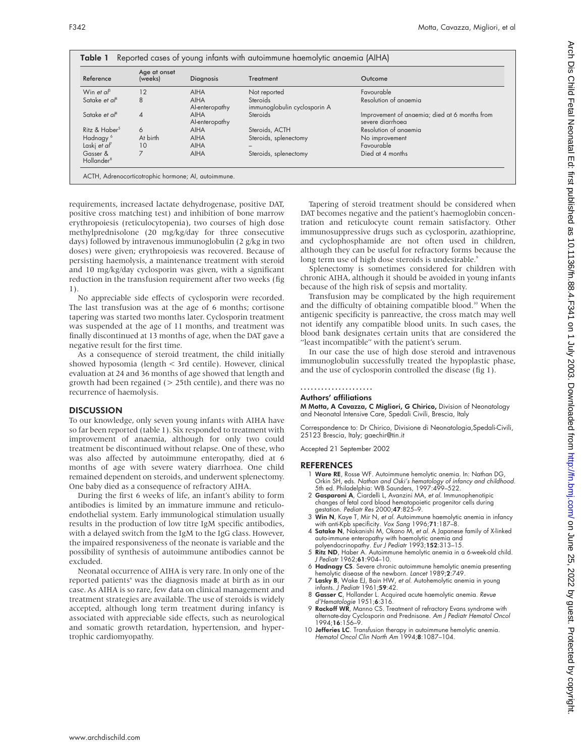**Table 1** Reported cases of young infants with autoimmune haemolytic anaemia (AIHA)

| Reference | Age at onset (weeks) | Diagnosis | Treatment | Outcome |
|---|---|---|---|---|
| Win *et al*[3] | 12 | AIHA | Not reported | Favourable |
| Satake *et al*[4] | 8 | AIHA AI-enteropathy | Steroids immunoglobulin cyclosporin A | Resolution of anaemia |
| Satake *et al*[4] | 4 | AIHA AI-enteropathy | Steroids | Improvement of anaemia; died at 6 months from severe diarrhoea |
| Ritz & Haber[5] | 6 | AIHA | Steroids, ACTH | Resolution of anaemia |
| Hadnagy [6] | At birth | AIHA | Steroids, splenectomy | No improvement |
| Laskj *et al*[7] | 10 | AIHA | – | Favourable |
| Gasser & Hollander[8] | 7 | AIHA | Steroids, splenectomy | Died at 4 months |

ACTH, Adrenocorticotrophic hormone; AI, autoimmune.

requirements, increased lactate dehydrogenase, positive DAT, positive cross matching test) and inhibition of bone marrow erythropoiesis (reticulocytopenia), two courses of high dose methylprednisolone (20 mg/kg/day for three consecutive days) followed by intravenous immunoglobulin (2 g/kg in two doses) were given; erythropoiesis was recovered. Because of persisting haemolysis, a maintenance treatment with steroid and 10 mg/kg/day cyclosporin was given, with a significant reduction in the transfusion requirement after two weeks (fig 1).

No appreciable side effects of cyclosporin were recorded. The last transfusion was at the age of 6 months; cortisone tapering was started two months later. Cyclosporin treatment was suspended at the age of 11 months, and treatment was finally discontinued at 13 months of age, when the DAT gave a negative result for the first time.

As a consequence of steroid treatment, the child initially showed hyposomia (length < 3rd centile). However, clinical evaluation at 24 and 36 months of age showed that length and growth had been regained (> 25th centile), and there was no recurrence of haemolysis.

## DISCUSSION

To our knowledge, only seven young infants with AIHA have so far been reported (table 1). Six responded to treatment with improvement of anaemia, although for only two could treatment be discontinued without relapse. One of these, who was also affected by autoimmune enteropathy, died at 6 months of age with severe watery diarrhoea. One child remained dependent on steroids, and underwent splenectomy. One baby died as a consequence of refractory AIHA.

During the first 6 weeks of life, an infant's ability to form antibodies is limited by an immature immune and reticuloendothelial system. Early immunological stimulation usually results in the production of low titre IgM specific antibodies, with a delayed switch from the IgM to the IgG class. However, the impaired responsiveness of the neonate is variable and the possibility of synthesis of autoimmune antibodies cannot be excluded.

Neonatal occurrence of AIHA is very rare. In only one of the reported patients[6] was the diagnosis made at birth as in our case. As AIHA is so rare, few data on clinical management and treatment strategies are available. The use of steroids is widely accepted, although long term treatment during infancy is associated with appreciable side effects, such as neurological and somatic growth retardation, hypertension, and hypertrophic cardiomyopathy.

Tapering of steroid treatment should be considered when DAT becomes negative and the patient's haemoglobin concentration and reticulocyte count remain satisfactory. Other immunosuppressive drugs such as cyclosporin, azathioprine, and cyclophosphamide are not often used in children, although they can be useful for refractory forms because the long term use of high dose steroids is undesirable.[9]

Splenectomy is sometimes considered for children with chronic AIHA, although it should be avoided in young infants because of the high risk of sepsis and mortality.

Transfusion may be complicated by the high requirement and the difficulty of obtaining compatible blood.[10] When the antigenic specificity is panreactive, the cross match may well not identify any compatible blood units. In such cases, the blood bank designates certain units that are considered the "least incompatible" with the patient's serum.

In our case the use of high dose steroid and intravenous immunoglobulin successfully treated the hypoplastic phase, and the use of cyclosporin controlled the disease (fig 1).

### Authors' affiliations

**M Motta, A Cavazza, C Migliori, G Chirico,** Division of Neonatology and Neonatal Intensive Care, Spedali Civili, Brescia, Italy

Correspondence to: Dr Chirico, Divisione di Neonatologia,Spedali-Civili, 25123 Brescia, Italy; gaechir@tin.it

Accepted 21 September 2002

## REFERENCES

1. **Ware RE**, Rosse WF. Autoimmune hemolytic anemia. In: Nathan DG, Orkin SH, eds. *Nathan and Oski's hematology of infancy and childhood.* 5th ed. Philadelphia: WB Saunders, 1997:499–522.
2. **Gasparoni A**, Ciardelli L, Avanzini MA, *et al*. Immunophenotipic changes of fetal cord blood hematopoietic progenitor cells during gestation. *Pediatr Res* 2000;**47**:825–9.
3. **Win N**, Kaye T, Mir N, *et al*. Autoimmune haemolytic anemia in infancy with anti-Kpb specificity. *Vox Sang* 1996;**71**:187–8.
4. **Satake N**, Nakanishi M, Okano M, *et al*. A Japanese family of X-linked auto-immune enteropathy with haemolytic anemia and polyendocrinopathy. *Eur J Pediatr* 1993;**152**:313–15.
5. **Ritz ND**, Haber A. Autoimmune hemolytic anemia in a 6-week-old child. *J Pediatr* 1962;**61**:904–10.
6. **Hadnagy CS**. Severe chronic autoimmune hemolytic anemia presenting hemolytic disease of the newborn. *Lancet* 1989;**2**:749.
7. **Lasky B**, Wake EJ, Bain HW, *et al*. Autohemolytic anemia in young infants. *J Pediatr* 1961;**59**:42.
8. **Gasser C**, Hollander L. Acquired acute haemolytic anemia. *Revue d'Hematologie* 1951;**6**:316.
9. **Rackoff WR**, Manno CS. Treatment of refractory Evans syndrome with alternate-day Cyclosporin and Prednisone. *Am J Pediatr Hematol Oncol* 1994;**16**:156–9.
10. **Jefferies LC**. Transfusion therapy in autoimmune hemolytic anemia. *Hematol Oncol Clin North Am* 1994;**8**:1087–104.